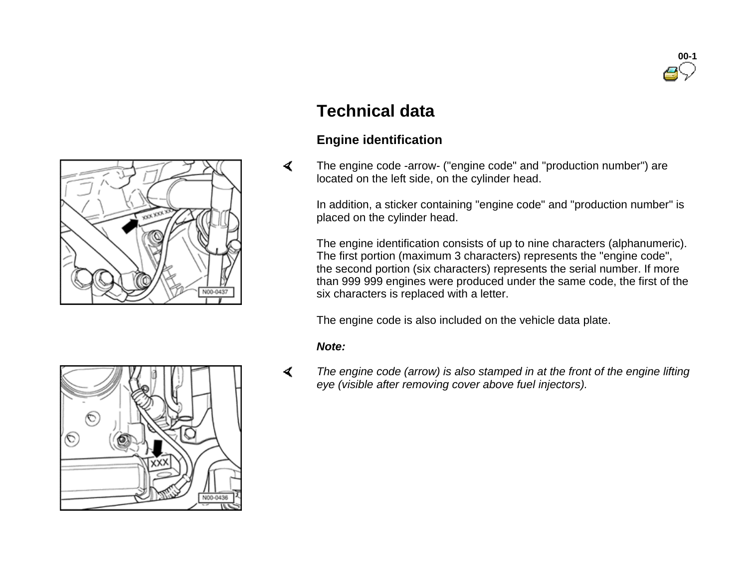# Technical data

## Engine identification

The engine code -arrow- ("engine code" and "production number") are located on the left side, on the cylinder head.

In addition, a sticker containing "engine code" and "production number" is placed on the cylinder head.

The engine identification consists of up to nine characters (alphanumeric). The first portion (maximum 3 characters) represents the "engine code", the second portion (six characters) represents the serial number. If more than 999 999 engines were produced under the same code, the first of the six characters is replaced with a letter.

The engine code is also included on the vehicle data plate.

***Note:***

*The engine code (arrow) is also stamped in at the front of the engine lifting eye (visible after removing cover above fuel injectors).*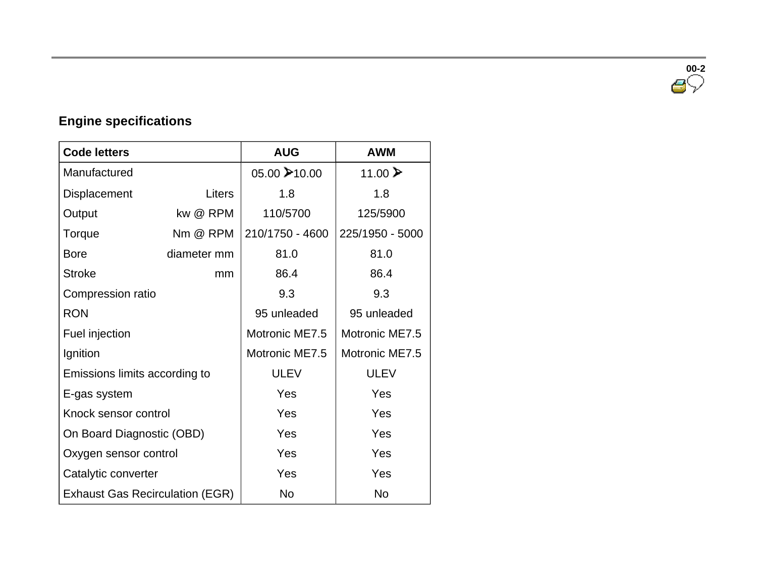## Engine specifications

| Code letters | | AUG | AWM |
|---|---|---|---|
| Manufactured | | 05.00 ➤10.00 | 11.00 ➤ |
| Displacement | Liters | 1.8 | 1.8 |
| Output | kw @ RPM | 110/5700 | 125/5900 |
| Torque | Nm @ RPM | 210/1750 - 4600 | 225/1950 - 5000 |
| Bore | diameter mm | 81.0 | 81.0 |
| Stroke | mm | 86.4 | 86.4 |
| Compression ratio | | 9.3 | 9.3 |
| RON | | 95 unleaded | 95 unleaded |
| Fuel injection | | Motronic ME7.5 | Motronic ME7.5 |
| Ignition | | Motronic ME7.5 | Motronic ME7.5 |
| Emissions limits according to | | ULEV | ULEV |
| E-gas system | | Yes | Yes |
| Knock sensor control | | Yes | Yes |
| On Board Diagnostic (OBD) | | Yes | Yes |
| Oxygen sensor control | | Yes | Yes |
| Catalytic converter | | Yes | Yes |
| Exhaust Gas Recirculation (EGR) | | No | No |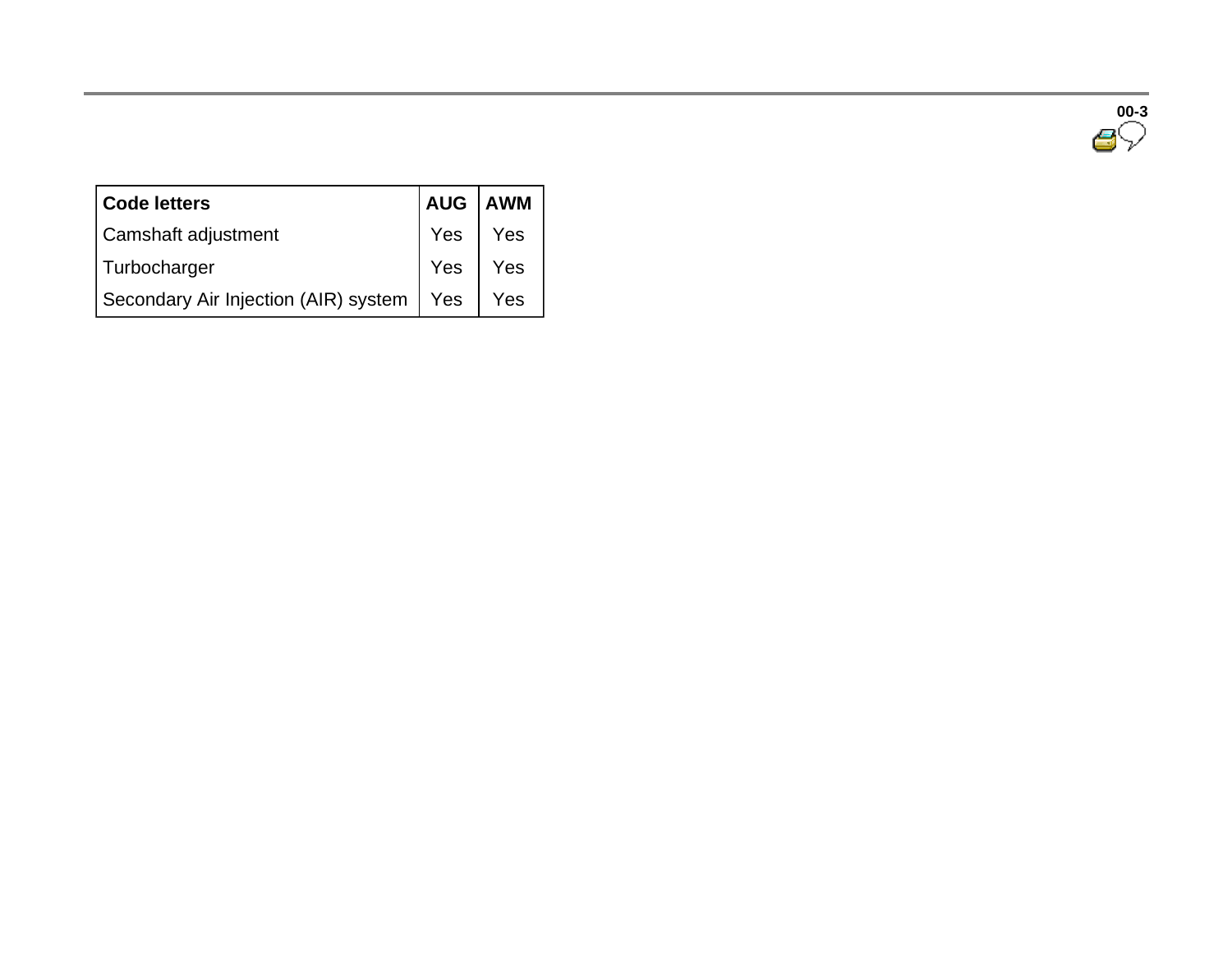| Code letters | AUG | AWM |
|---|---|---|
| Camshaft adjustment | Yes | Yes |
| Turbocharger | Yes | Yes |
| Secondary Air Injection (AIR) system | Yes | Yes |